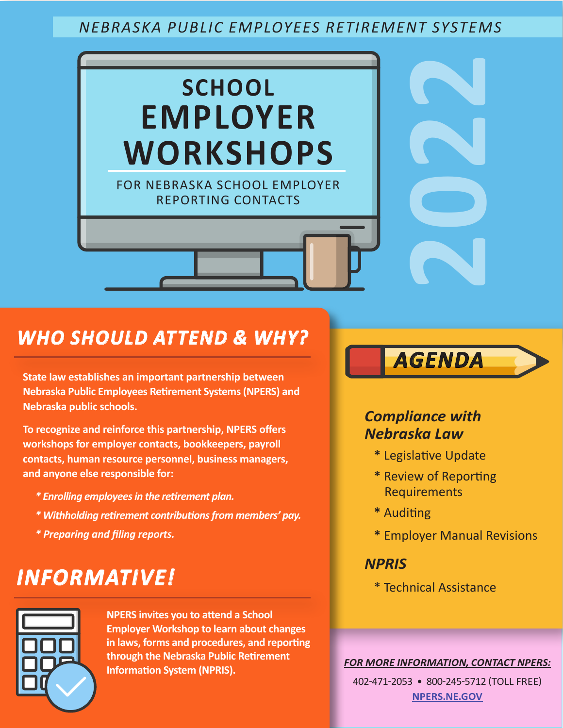NEBRASKA PUBLIC EMPLOYEES RETIREMENT SYSTEMS

# SCHOOL EMPLOYER WORKSHOPS

FOR NEBRASKA SCHOOL EMPLOYER REPORTING CONTACTS

2022

## WHO SHOULD ATTEND & WHY?

**State law establishes an important partnership between Nebraska Public Employees Retirement Systems (NPERS) and Nebraska public schools.**

**To recognize and reinforce this partnership, NPERS offers workshops for employer contacts, bookkeepers, payroll contacts, human resource personnel, business managers, and anyone else responsible for:**

* ***Enrolling employees in the retirement plan.***
* ***Withholding retirement contributions from members' pay.***
* ***Preparing and filing reports.***

## INFORMATIVE!

**NPERS invites you to attend a School Employer Workshop to learn about changes in laws, forms and procedures, and reporting through the Nebraska Public Retirement Information System (NPRIS).**

## AGENDA

### *Compliance with Nebraska Law*

* Legislative Update
* Review of Reporting Requirements
* Auditing
* Employer Manual Revisions

### *NPRIS*

* Technical Assistance

***FOR MORE INFORMATION, CONTACT NPERS:***

402-471-2053 • 800-245-5712 (TOLL FREE)

NPERS.NE.GOV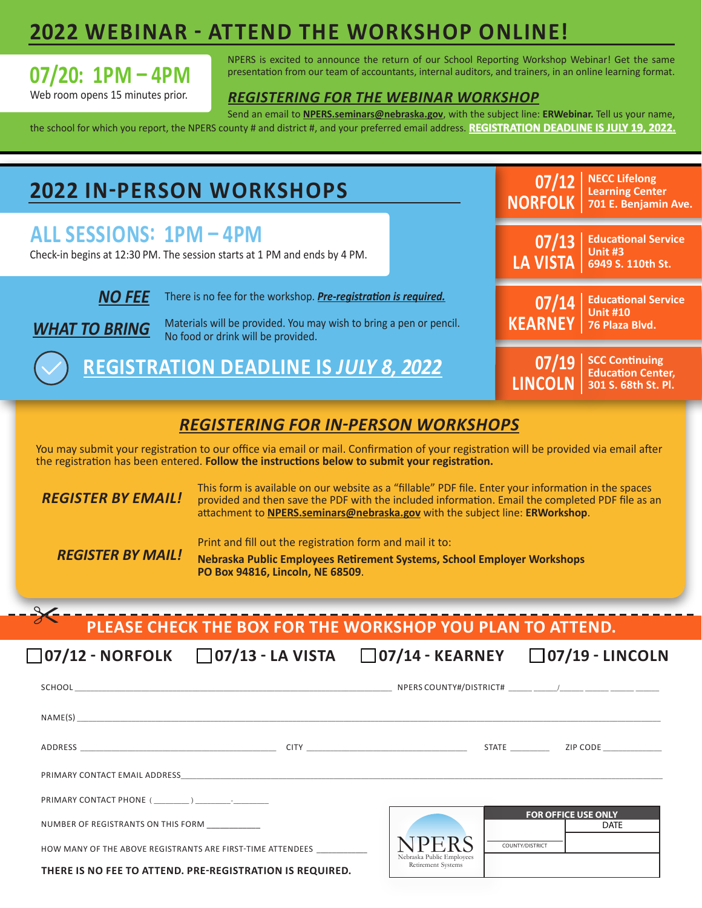# 2022 WEBINAR - ATTEND THE WORKSHOP ONLINE!

**07/20: 1PM – 4PM**

Web room opens 15 minutes prior.

NPERS is excited to announce the return of our School Reporting Workshop Webinar! Get the same presentation from our team of accountants, internal auditors, and trainers, in an online learning format.

## *REGISTERING FOR THE WEBINAR WORKSHOP*

Send an email to **NPERS.seminars@nebraska.gov**, with the subject line: **ERWebinar.** Tell us your name, the school for which you report, the NPERS county # and district #, and your preferred email address. **REGISTRATION DEADLINE IS JULY 19, 2022.**

# 2022 IN-PERSON WORKSHOPS

## ALL SESSIONS: 1PM – 4PM

Check-in begins at 12:30 PM. The session starts at 1 PM and ends by 4 PM.

***NO FEE*** There is no fee for the workshop. ***Pre-registration is required.***

***WHAT TO BRING*** Materials will be provided. You may wish to bring a pen or pencil. No food or drink will be provided.

**REGISTRATION DEADLINE IS *JULY 8, 2022***

| | | |
|---|---|---|
| 07/12 | NORFOLK | NECC Lifelong Learning Center 701 E. Benjamin Ave. |
| 07/13 | LA VISTA | Educational Service Unit #3 6949 S. 110th St. |
| 07/14 | KEARNEY | Educational Service Unit #10 76 Plaza Blvd. |
| 07/19 | LINCOLN | SCC Continuing Education Center, 301 S. 68th St. Pl. |

## *REGISTERING FOR IN-PERSON WORKSHOPS*

You may submit your registration to our office via email or mail. Confirmation of your registration will be provided via email after the registration has been entered. **Follow the instructions below to submit your registration.**

***REGISTER BY EMAIL!*** This form is available on our website as a “fillable” PDF file. Enter your information in the spaces provided and then save the PDF with the included information. Email the completed PDF file as an attachment to **NPERS.seminars@nebraska.gov** with the subject line: **ERWorkshop**.

***REGISTER BY MAIL!*** Print and fill out the registration form and mail it to:
**Nebraska Public Employees Retirement Systems, School Employer Workshops**
**PO Box 94816, Lincoln, NE 68509**.

**PLEASE CHECK THE BOX FOR THE WORKSHOP YOU PLAN TO ATTEND.**

☐ **07/12 - NORFOLK** ☐ **07/13 - LA VISTA** ☐ **07/14 - KEARNEY** ☐ **07/19 - LINCOLN**

SCHOOL ______________________ NPERS COUNTY#/DISTRICT# ____ ____/____ ____ ____ ____

NAME(S) ______________________

ADDRESS ______________________ CITY ______________________ STATE ________ ZIP CODE ____________

PRIMARY CONTACT EMAIL ADDRESS ______________________

PRIMARY CONTACT PHONE (________) ________-________

NUMBER OF REGISTRANTS ON THIS FORM ___________

HOW MANY OF THE ABOVE REGISTRANTS ARE FIRST-TIME ATTENDEES ___________

**THERE IS NO FEE TO ATTEND. PRE-REGISTRATION IS REQUIRED.**

NPERS
Nebraska Public Employees Retirement Systems

| FOR OFFICE USE ONLY | |
|---|---|
| | DATE |
| COUNTY/DISTRICT | |
| | |